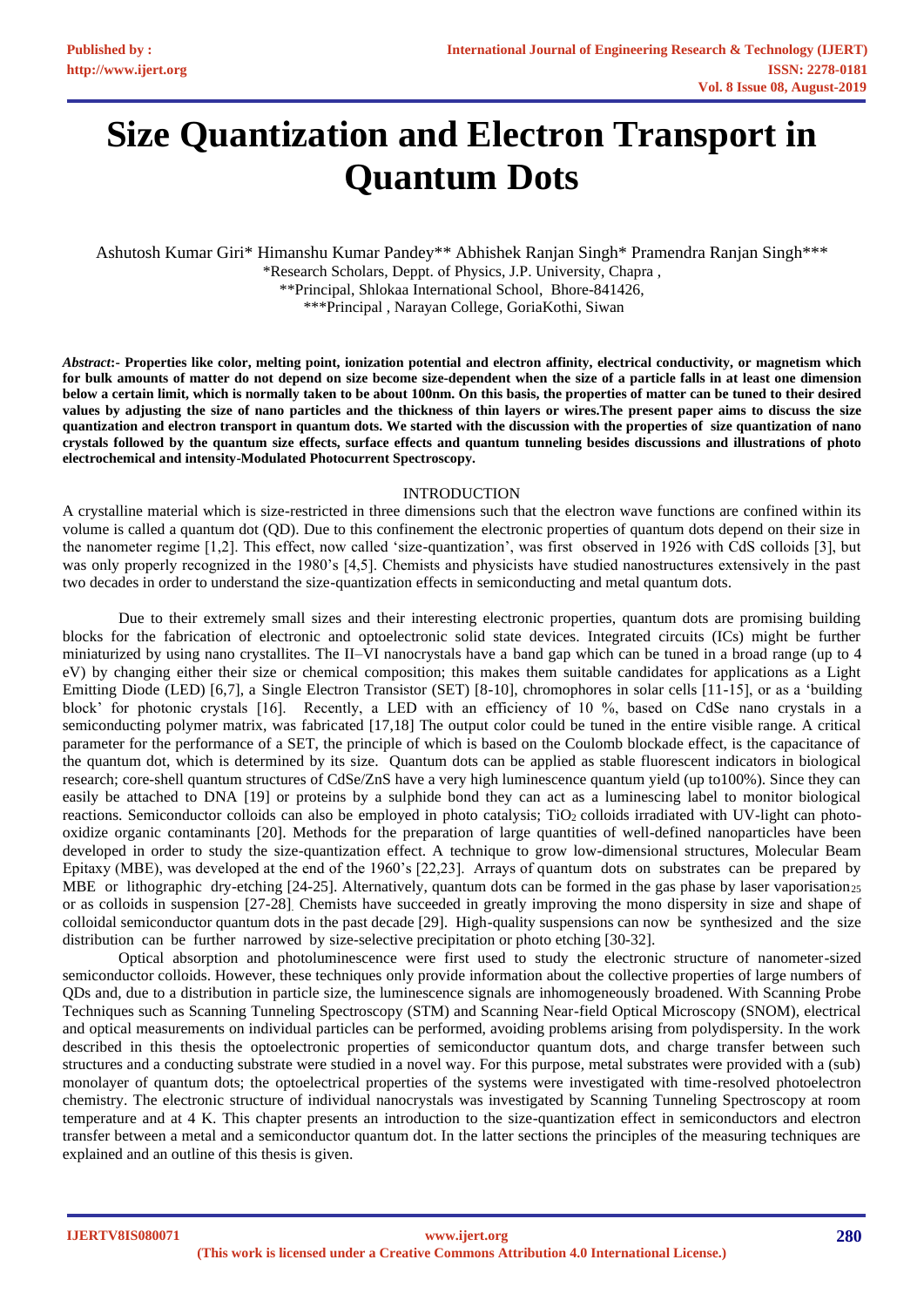# Size Quantization and Electron Transport in Quantum Dots

Ashutosh Kumar Giri* Himanshu Kumar Pandey** Abhishek Ranjan Singh* Pramendra Ranjan Singh***

*Research Scholars, Deppt. of Physics, J.P. University, Chapra ,

**Principal, Shlokaa International School, Bhore-841426,

***Principal , Narayan College, GoriaKothi, Siwan

***Abstract*:- Properties like color, melting point, ionization potential and electron affinity, electrical conductivity, or magnetism which for bulk amounts of matter do not depend on size become size-dependent when the size of a particle falls in at least one dimension below a certain limit, which is normally taken to be about 100nm. On this basis, the properties of matter can be tuned to their desired values by adjusting the size of nano particles and the thickness of thin layers or wires.The present paper aims to discuss the size quantization and electron transport in quantum dots. We started with the discussion with the properties of size quantization of nano crystals followed by the quantum size effects, surface effects and quantum tunneling besides discussions and illustrations of photo electrochemical and intensity-Modulated Photocurrent Spectroscopy.**

## INTRODUCTION

A crystalline material which is size-restricted in three dimensions such that the electron wave functions are confined within its volume is called a quantum dot (QD). Due to this confinement the electronic properties of quantum dots depend on their size in the nanometer regime [1,2]. This effect, now called 'size-quantization', was first observed in 1926 with CdS colloids [3], but was only properly recognized in the 1980's [4,5]. Chemists and physicists have studied nanostructures extensively in the past two decades in order to understand the size-quantization effects in semiconducting and metal quantum dots.

Due to their extremely small sizes and their interesting electronic properties, quantum dots are promising building blocks for the fabrication of electronic and optoelectronic solid state devices. Integrated circuits (ICs) might be further miniaturized by using nano crystallites. The II–VI nanocrystals have a band gap which can be tuned in a broad range (up to 4 eV) by changing either their size or chemical composition; this makes them suitable candidates for applications as a Light Emitting Diode (LED) [6,7], a Single Electron Transistor (SET) [8-10], chromophores in solar cells [11-15], or as a 'building block' for photonic crystals [16]. Recently, a LED with an efficiency of 10 %, based on CdSe nano crystals in a semiconducting polymer matrix, was fabricated [17,18] The output color could be tuned in the entire visible range. A critical parameter for the performance of a SET, the principle of which is based on the Coulomb blockade effect, is the capacitance of the quantum dot, which is determined by its size. Quantum dots can be applied as stable fluorescent indicators in biological research; core-shell quantum structures of CdSe/ZnS have a very high luminescence quantum yield (up to100%). Since they can easily be attached to DNA [19] or proteins by a sulphide bond they can act as a luminescing label to monitor biological reactions. Semiconductor colloids can also be employed in photo catalysis; $TiO_2$ colloids irradiated with UV-light can photo-oxidize organic contaminants [20]. Methods for the preparation of large quantities of well-defined nanoparticles have been developed in order to study the size-quantization effect. A technique to grow low-dimensional structures, Molecular Beam Epitaxy (MBE), was developed at the end of the 1960's [22,23]. Arrays of quantum dots on substrates can be prepared by MBE or lithographic dry-etching [24-25]. Alternatively, quantum dots can be formed in the gas phase by laser vaporisation[25] or as colloids in suspension [27-28]. Chemists have succeeded in greatly improving the mono dispersity in size and shape of colloidal semiconductor quantum dots in the past decade [29]. High-quality suspensions can now be synthesized and the size distribution can be further narrowed by size-selective precipitation or photo etching [30-32].

Optical absorption and photoluminescence were first used to study the electronic structure of nanometer-sized semiconductor colloids. However, these techniques only provide information about the collective properties of large numbers of QDs and, due to a distribution in particle size, the luminescence signals are inhomogeneously broadened. With Scanning Probe Techniques such as Scanning Tunneling Spectroscopy (STM) and Scanning Near-field Optical Microscopy (SNOM), electrical and optical measurements on individual particles can be performed, avoiding problems arising from polydispersity. In the work described in this thesis the optoelectronic properties of semiconductor quantum dots, and charge transfer between such structures and a conducting substrate were studied in a novel way. For this purpose, metal substrates were provided with a (sub) monolayer of quantum dots; the optoelectrical properties of the systems were investigated with time-resolved photoelectron chemistry. The electronic structure of individual nanocrystals was investigated by Scanning Tunneling Spectroscopy at room temperature and at 4 K. This chapter presents an introduction to the size-quantization effect in semiconductors and electron transfer between a metal and a semiconductor quantum dot. In the latter sections the principles of the measuring techniques are explained and an outline of this thesis is given.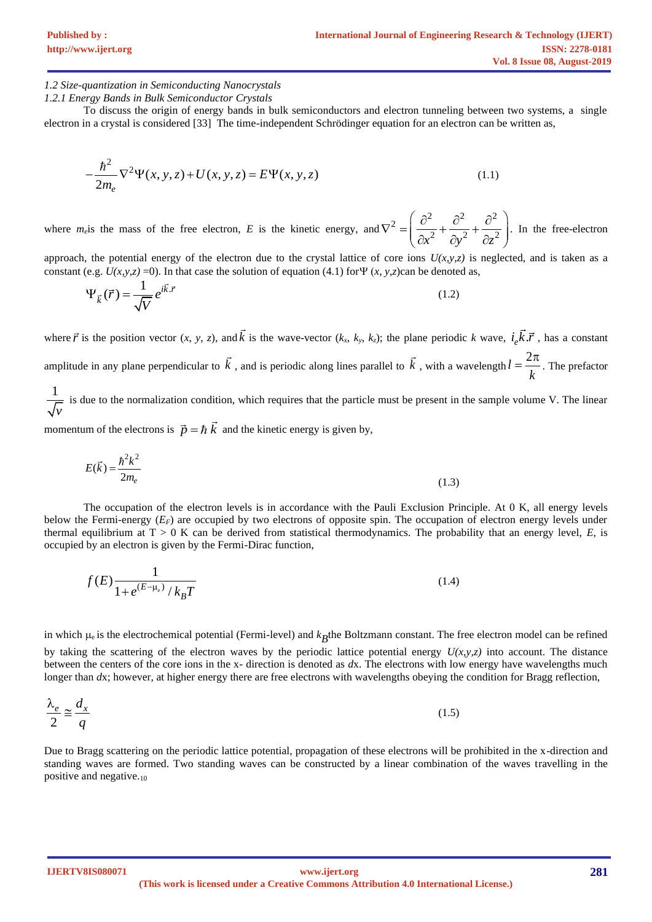*1.2 Size-quantization in Semiconducting Nanocrystals*

*1.2.1 Energy Bands in Bulk Semiconductor Crystals*

To discuss the origin of energy bands in bulk semiconductors and electron tunneling between two systems, a single electron in a crystal is considered [33] The time-independent Schrödinger equation for an electron can be written as,

$$-\frac{\hbar^2}{2m_e}\nabla^2\Psi(x,y,z)+U(x,y,z)=E\Psi(x,y,z) \tag{1.1}$$

where $m_e$is the mass of the free electron, $E$ is the kinetic energy, and $\nabla^2=\left(\frac{\partial^2}{\partial x^2}+\frac{\partial^2}{\partial y^2}+\frac{\partial^2}{\partial z^2}\right)$. In the free-electron approach, the potential energy of the electron due to the crystal lattice of core ions $U(x,y,z)$ is neglected, and is taken as a constant (e.g. $U(x,y,z)=0$). In that case the solution of equation (4.1) for $\Psi$ $(x, y,z)$can be denoted as,

$$\Psi_{\vec{k}}(\vec{r})=\frac{1}{\sqrt{V}}e^{i\vec{k}.\vec{r}} \tag{1.2}$$

where $\vec{r}$ is the position vector $(x, y, z)$, and $\vec{k}$ is the wave-vector $(k_x, k_y, k_z)$; the plane periodic $k$ wave, $i_e\vec{k}.\vec{r}$ , has a constant amplitude in any plane perpendicular to $\vec{k}$ , and is periodic along lines parallel to $\vec{k}$ , with a wavelength $l=\frac{2\pi}{k}$. The prefactor $\frac{1}{\sqrt{v}}$ is due to the normalization condition, which requires that the particle must be present in the sample volume V. The linear momentum of the electrons is $\vec{p}=\hbar\,\vec{k}$ and the kinetic energy is given by,

$$E(\vec{k})=\frac{\hbar^2k^2}{2m_e} \tag{1.3}$$

The occupation of the electron levels is in accordance with the Pauli Exclusion Principle. At 0 K, all energy levels below the Fermi-energy ($E_F$) are occupied by two electrons of opposite spin. The occupation of electron energy levels under thermal equilibrium at T > 0 K can be derived from statistical thermodynamics. The probability that an energy level, $E$, is occupied by an electron is given by the Fermi-Dirac function,

$$f(E)\frac{1}{1+e^{(E-\mu_e)}/k_BT} \tag{1.4}$$

in which $\mu_e$ is the electrochemical potential (Fermi-level) and $k_B$the Boltzmann constant. The free electron model can be refined by taking the scattering of the electron waves by the periodic lattice potential energy $U(x,y,z)$ into account. The distance between the centers of the core ions in the x- direction is denoted as $dx$. The electrons with low energy have wavelengths much longer than $dx$; however, at higher energy there are free electrons with wavelengths obeying the condition for Bragg reflection,

$$\frac{\lambda_e}{2}\simeq\frac{d_x}{q} \tag{1.5}$$

Due to Bragg scattering on the periodic lattice potential, propagation of these electrons will be prohibited in the x-direction and standing waves are formed. Two standing waves can be constructed by a linear combination of the waves travelling in the positive and negative.[10]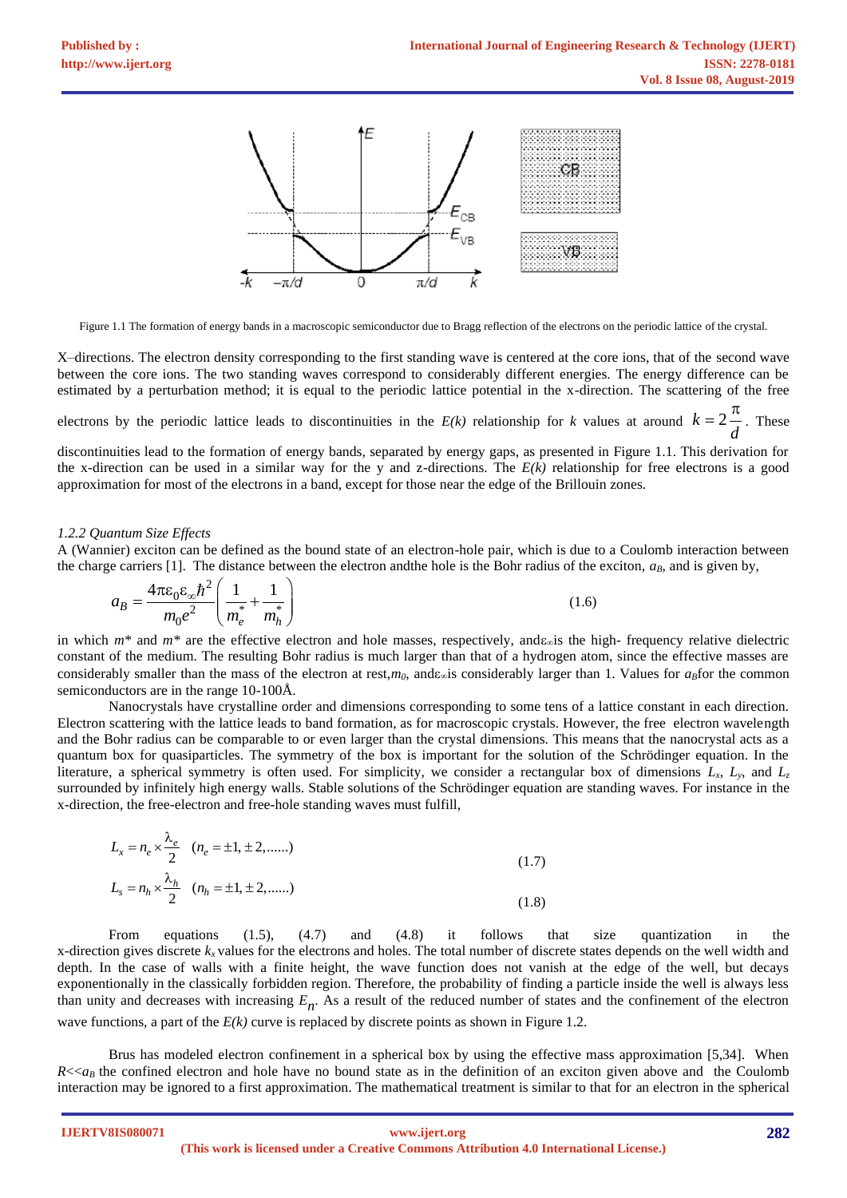Figure 1.1 The formation of energy bands in a macroscopic semiconductor due to Bragg reflection of the electrons on the periodic lattice of the crystal.

X–directions. The electron density corresponding to the first standing wave is centered at the core ions, that of the second wave between the core ions. The two standing waves correspond to considerably different energies. The energy difference can be estimated by a perturbation method; it is equal to the periodic lattice potential in the x-direction. The scattering of the free electrons by the periodic lattice leads to discontinuities in the *E(k)* relationship for *k* values at around $k = 2\frac{\pi}{d}$. These discontinuities lead to the formation of energy bands, separated by energy gaps, as presented in Figure 1.1. This derivation for the x-direction can be used in a similar way for the y and z-directions. The *E(k)* relationship for free electrons is a good approximation for most of the electrons in a band, except for those near the edge of the Brillouin zones.

*1.2.2 Quantum Size Effects*

A (Wannier) exciton can be defined as the bound state of an electron-hole pair, which is due to a Coulomb interaction between the charge carriers [1]. The distance between the electron andthe hole is the Bohr radius of the exciton, $a_B$, and is given by,

$$a_B = \frac{4\pi\varepsilon_0\varepsilon_\infty\hbar^2}{m_0 e^2}\left(\frac{1}{m_e^*}+\frac{1}{m_h^*}\right) \tag{1.6}$$

in which $m^*$ and $m^*$ are the effective electron and hole masses, respectively, and$\varepsilon_\infty$is the high- frequency relative dielectric constant of the medium. The resulting Bohr radius is much larger than that of a hydrogen atom, since the effective masses are considerably smaller than the mass of the electron at rest,$m_0$, and$\varepsilon_\infty$is considerably larger than 1. Values for $a_B$for the common semiconductors are in the range 10-100Å.

Nanocrystals have crystalline order and dimensions corresponding to some tens of a lattice constant in each direction. Electron scattering with the lattice leads to band formation, as for macroscopic crystals. However, the free electron wavelength and the Bohr radius can be comparable to or even larger than the crystal dimensions. This means that the nanocrystal acts as a quantum box for quasiparticles. The symmetry of the box is important for the solution of the Schrödinger equation. In the literature, a spherical symmetry is often used. For simplicity, we consider a rectangular box of dimensions $L_x$, $L_y$, and $L_z$ surrounded by infinitely high energy walls. Stable solutions of the Schrödinger equation are standing waves. For instance in the x-direction, the free-electron and free-hole standing waves must fulfill,

$$L_x = n_e \times \frac{\lambda_e}{2} \quad (n_e = \pm 1, \pm 2, ......) \tag{1.7}$$

$$L_s = n_h \times \frac{\lambda_h}{2} \quad (n_h = \pm 1, \pm 2, ......) \tag{1.8}$$

From equations (1.5), (4.7) and (4.8) it follows that size quantization in the x-direction gives discrete $k_x$ values for the electrons and holes. The total number of discrete states depends on the well width and depth. In the case of walls with a finite height, the wave function does not vanish at the edge of the well, but decays exponentially in the classically forbidden region. Therefore, the probability of finding a particle inside the well is always less than unity and decreases with increasing $E_n$. As a result of the reduced number of states and the confinement of the electron wave functions, a part of the *E(k)* curve is replaced by discrete points as shown in Figure 1.2.

Brus has modeled electron confinement in a spherical box by using the effective mass approximation [5,34]. When $R \ll a_B$ the confined electron and hole have no bound state as in the definition of an exciton given above and the Coulomb interaction may be ignored to a first approximation. The mathematical treatment is similar to that for an electron in the spherical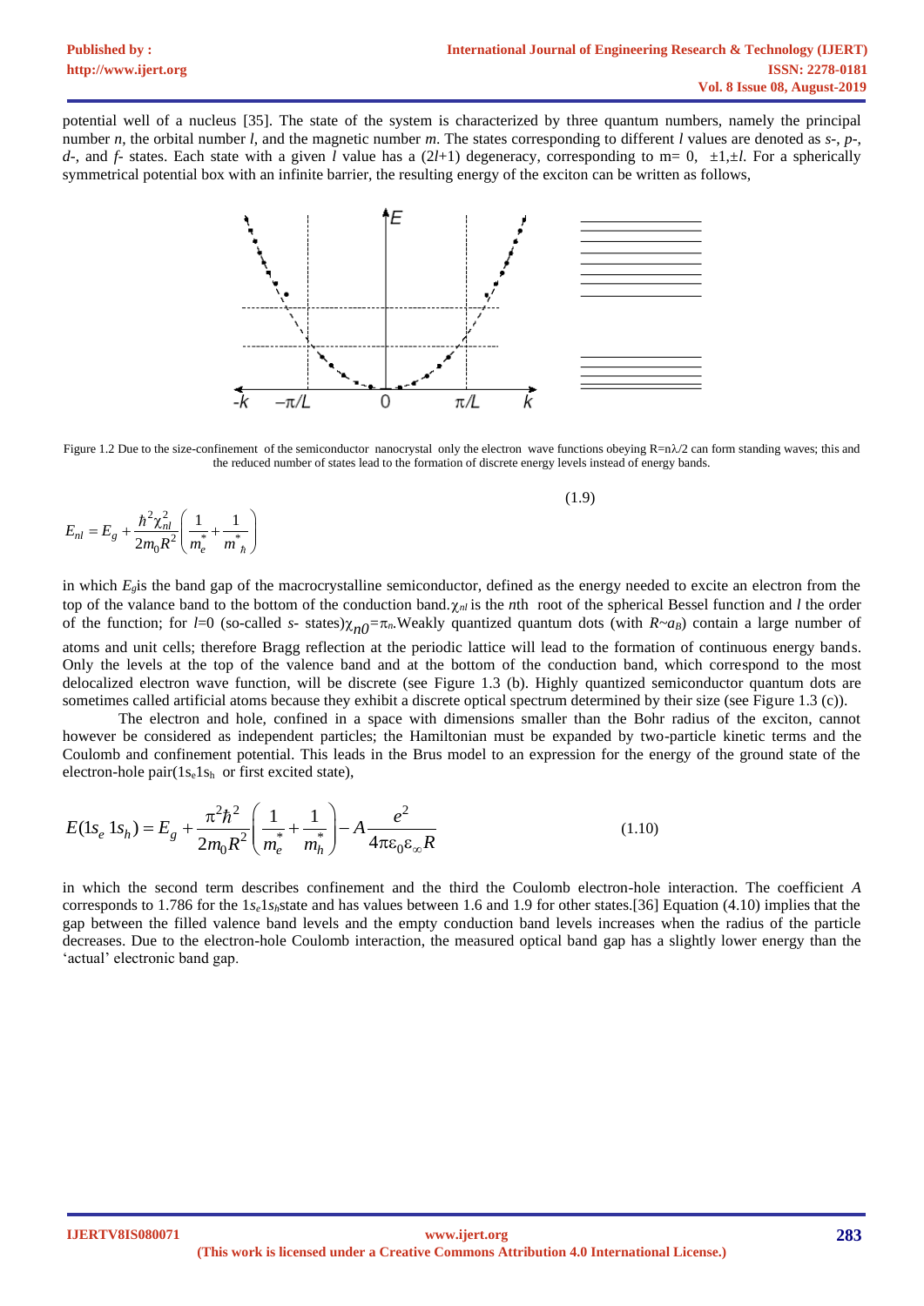potential well of a nucleus [35]. The state of the system is characterized by three quantum numbers, namely the principal number $n$, the orbital number $l$, and the magnetic number $m$. The states corresponding to different $l$ values are denoted as *s*-, *p*-, *d*-, and *f*- states. Each state with a given $l$ value has a $(2l+1)$ degeneracy, corresponding to m= 0, $\pm1,\pm l$. For a spherically symmetrical potential box with an infinite barrier, the resulting energy of the exciton can be written as follows,

Figure 1.2 Due to the size-confinement of the semiconductor nanocrystal only the electron wave functions obeying $R=n\lambda/2$ can form standing waves; this and the reduced number of states lead to the formation of discrete energy levels instead of energy bands.

$$E_{nl} = E_g + \frac{\hbar^2 \chi_{nl}^2}{2m_0R^2}\left(\frac{1}{m_e^*}+\frac{1}{m^*_h}\right) \tag{1.9}$$

in which $E_g$is the band gap of the macrocrystalline semiconductor, defined as the energy needed to excite an electron from the top of the valance band to the bottom of the conduction band.$\chi_{nl}$ is the $n$th root of the spherical Bessel function and $l$ the order of the function; for $l$=0 (so-called *s*- states)$\chi_{n0}=\pi_n$.Weakly quantized quantum dots (with $R\sim a_B$) contain a large number of atoms and unit cells; therefore Bragg reflection at the periodic lattice will lead to the formation of continuous energy bands. Only the levels at the top of the valence band and at the bottom of the conduction band, which correspond to the most delocalized electron wave function, will be discrete (see Figure 1.3 (b). Highly quantized semiconductor quantum dots are sometimes called artificial atoms because they exhibit a discrete optical spectrum determined by their size (see Figure 1.3 (c)).

The electron and hole, confined in a space with dimensions smaller than the Bohr radius of the exciton, cannot however be considered as independent particles; the Hamiltonian must be expanded by two-particle kinetic terms and the Coulomb and confinement potential. This leads in the Brus model to an expression for the energy of the ground state of the electron-hole pair($1s_e1s_h$ or first excited state),

$$E(1s_e\ 1s_h) = E_g + \frac{\pi^2\hbar^2}{2m_0R^2}\left(\frac{1}{m_e^*}+\frac{1}{m_h^*}\right) - A\frac{e^2}{4\pi\varepsilon_0\varepsilon_\infty R} \tag{1.10}$$

in which the second term describes confinement and the third the Coulomb electron-hole interaction. The coefficient $A$ corresponds to 1.786 for the $1s_e1s_h$state and has values between 1.6 and 1.9 for other states.[36] Equation (4.10) implies that the gap between the filled valence band levels and the empty conduction band levels increases when the radius of the particle decreases. Due to the electron-hole Coulomb interaction, the measured optical band gap has a slightly lower energy than the 'actual' electronic band gap.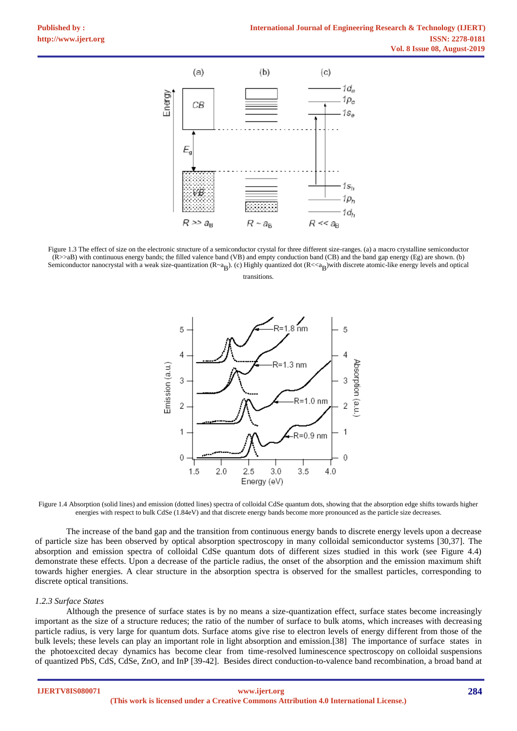Figure 1.3 The effect of size on the electronic structure of a semiconductor crystal for three different size-ranges. (a) a macro crystalline semiconductor (R>>aB) with continuous energy bands; the filled valence band (VB) and empty conduction band (CB) and the band gap energy (Eg) are shown. (b) Semiconductor nanocrystal with a weak size-quantization ($R \sim a_B$). (c) Highly quantized dot ($R \ll a_B$)with discrete atomic-like energy levels and optical transitions.

Figure 1.4 Absorption (solid lines) and emission (dotted lines) spectra of colloidal CdSe quantum dots, showing that the absorption edge shifts towards higher energies with respect to bulk CdSe (1.84eV) and that discrete energy bands become more pronounced as the particle size decreases.

The increase of the band gap and the transition from continuous energy bands to discrete energy levels upon a decrease of particle size has been observed by optical absorption spectroscopy in many colloidal semiconductor systems [30,37]. The absorption and emission spectra of colloidal CdSe quantum dots of different sizes studied in this work (see Figure 4.4) demonstrate these effects. Upon a decrease of the particle radius, the onset of the absorption and the emission maximum shift towards higher energies. A clear structure in the absorption spectra is observed for the smallest particles, corresponding to discrete optical transitions.

*1.2.3 Surface States*

Although the presence of surface states is by no means a size-quantization effect, surface states become increasingly important as the size of a structure reduces; the ratio of the number of surface to bulk atoms, which increases with decreasing particle radius, is very large for quantum dots. Surface atoms give rise to electron levels of energy different from those of the bulk levels; these levels can play an important role in light absorption and emission.[38] The importance of surface states in the photoexcited decay dynamics has become clear from time-resolved luminescence spectroscopy on colloidal suspensions of quantized PbS, CdS, CdSe, ZnO, and InP [39-42]. Besides direct conduction-to-valence band recombination, a broad band at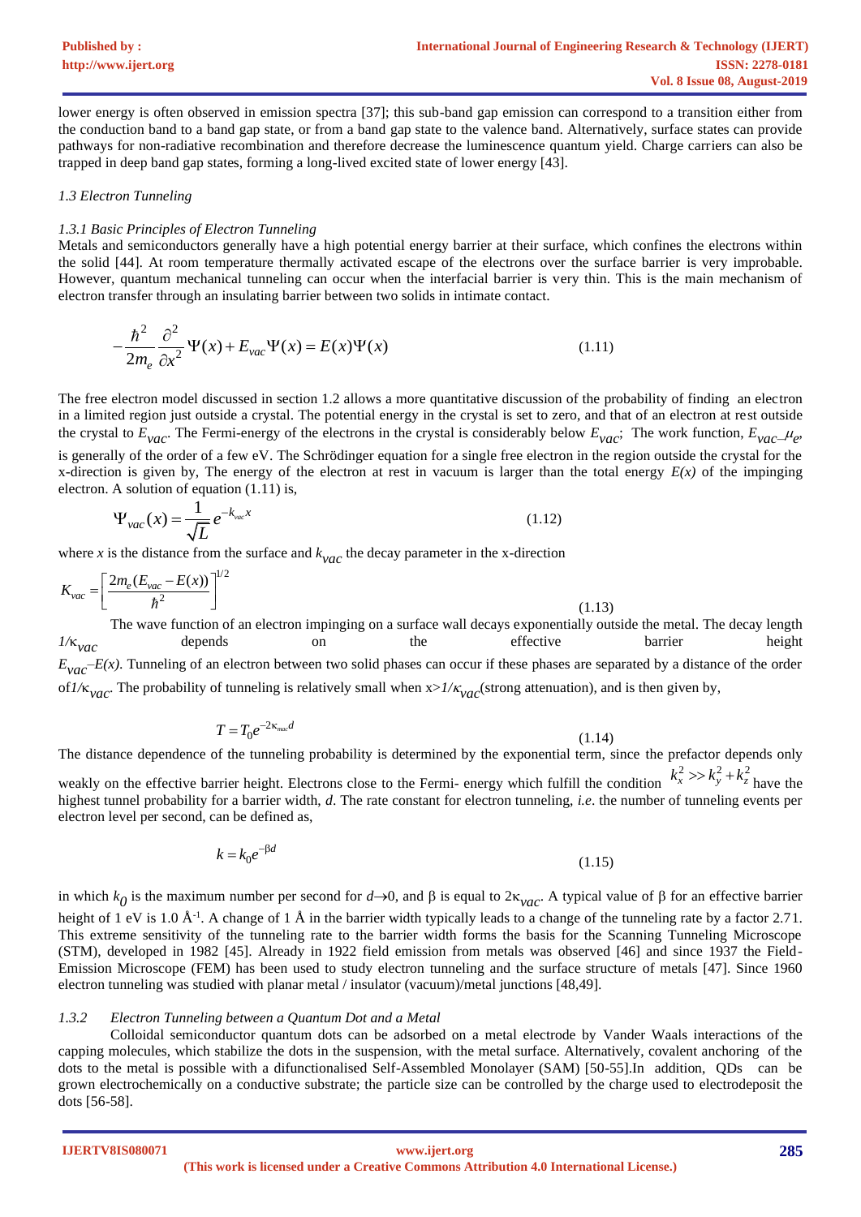lower energy is often observed in emission spectra [37]; this sub-band gap emission can correspond to a transition either from the conduction band to a band gap state, or from a band gap state to the valence band. Alternatively, surface states can provide pathways for non-radiative recombination and therefore decrease the luminescence quantum yield. Charge carriers can also be trapped in deep band gap states, forming a long-lived excited state of lower energy [43].

### *1.3 Electron Tunneling*

#### *1.3.1 Basic Principles of Electron Tunneling*

Metals and semiconductors generally have a high potential energy barrier at their surface, which confines the electrons within the solid [44]. At room temperature thermally activated escape of the electrons over the surface barrier is very improbable. However, quantum mechanical tunneling can occur when the interfacial barrier is very thin. This is the main mechanism of electron transfer through an insulating barrier between two solids in intimate contact.

$$-\frac{\hbar^2}{2m_e}\frac{\partial^2}{\partial x^2}\Psi(x)+E_{vac}\Psi(x)=E(x)\Psi(x) \tag{1.11}$$

The free electron model discussed in section 1.2 allows a more quantitative discussion of the probability of finding an electron in a limited region just outside a crystal. The potential energy in the crystal is set to zero, and that of an electron at rest outside the crystal to $E_{vac}$. The Fermi-energy of the electrons in the crystal is considerably below $E_{vac}$; The work function, $E_{vac}$–$\mu_e$, is generally of the order of a few eV. The Schrödinger equation for a single free electron in the region outside the crystal for the x-direction is given by, The energy of the electron at rest in vacuum is larger than the total energy *E(x)* of the impinging electron. A solution of equation (1.11) is,

$$\Psi_{vac}(x)=\frac{1}{\sqrt{L}}e^{-k_{vac}x} \tag{1.12}$$

where *x* is the distance from the surface and $k_{vac}$ the decay parameter in the x-direction

$$K_{vac}=\left[\frac{2m_e(E_{vac}-E(x))}{\hbar^2}\right]^{1/2} \tag{1.13}$$

The wave function of an electron impinging on a surface wall decays exponentially outside the metal. The decay length $1/\kappa_{vac}$ depends on the effective barrier height $E_{vac}$–$E(x)$. Tunneling of an electron between two solid phases can occur if these phases are separated by a distance of the order of $1/\kappa_{vac}$. The probability of tunneling is relatively small when $x>1/\kappa_{vac}$ (strong attenuation), and is then given by,

$$T=T_0e^{-2\kappa_{vac}d} \tag{1.14}$$

The distance dependence of the tunneling probability is determined by the exponential term, since the prefactor depends only weakly on the effective barrier height. Electrons close to the Fermi- energy which fulfill the condition $k_x^2 >> k_y^2+k_z^2$ have the highest tunnel probability for a barrier width, *d*. The rate constant for electron tunneling, *i.e*. the number of tunneling events per electron level per second, can be defined as,

$$k=k_0e^{-\beta d} \tag{1.15}$$

in which $k_0$ is the maximum number per second for $d\rightarrow 0$, and β is equal to $2\kappa_{vac}$. A typical value of β for an effective barrier height of 1 eV is 1.0 $Å^{-1}$. A change of 1 Å in the barrier width typically leads to a change of the tunneling rate by a factor 2.71. This extreme sensitivity of the tunneling rate to the barrier width forms the basis for the Scanning Tunneling Microscope (STM), developed in 1982 [45]. Already in 1922 field emission from metals was observed [46] and since 1937 the Field-Emission Microscope (FEM) has been used to study electron tunneling and the surface structure of metals [47]. Since 1960 electron tunneling was studied with planar metal / insulator (vacuum)/metal junctions [48,49].

#### *1.3.2 Electron Tunneling between a Quantum Dot and a Metal*

Colloidal semiconductor quantum dots can be adsorbed on a metal electrode by Vander Waals interactions of the capping molecules, which stabilize the dots in the suspension, with the metal surface. Alternatively, covalent anchoring of the dots to the metal is possible with a difunctionalised Self-Assembled Monolayer (SAM) [50-55].In addition, QDs can be grown electrochemically on a conductive substrate; the particle size can be controlled by the charge used to electrodeposit the dots [56-58].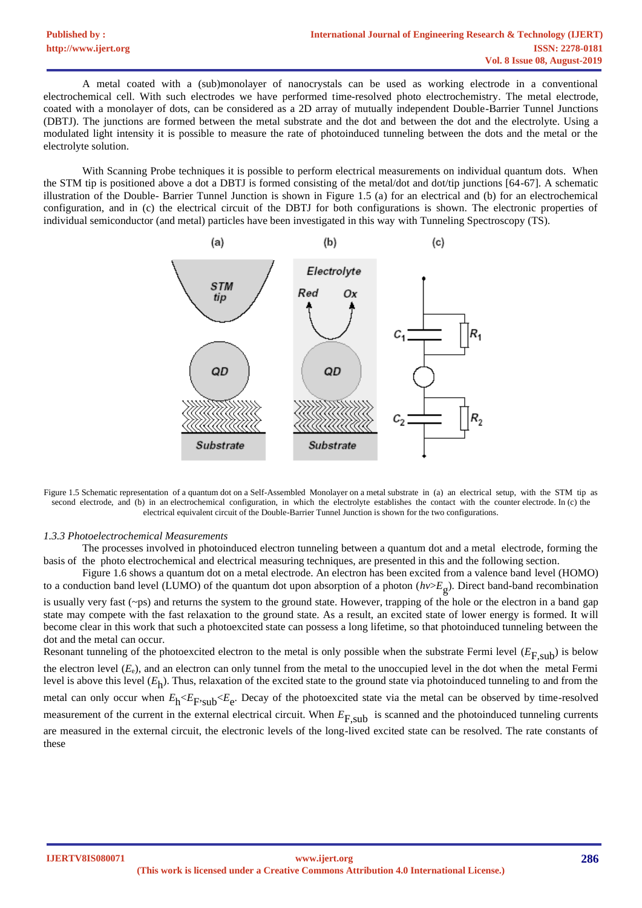A metal coated with a (sub)monolayer of nanocrystals can be used as working electrode in a conventional electrochemical cell. With such electrodes we have performed time-resolved photo electrochemistry. The metal electrode, coated with a monolayer of dots, can be considered as a 2D array of mutually independent Double-Barrier Tunnel Junctions (DBTJ). The junctions are formed between the metal substrate and the dot and between the dot and the electrolyte. Using a modulated light intensity it is possible to measure the rate of photoinduced tunneling between the dots and the metal or the electrolyte solution.

With Scanning Probe techniques it is possible to perform electrical measurements on individual quantum dots. When the STM tip is positioned above a dot a DBTJ is formed consisting of the metal/dot and dot/tip junctions [64-67]. A schematic illustration of the Double- Barrier Tunnel Junction is shown in Figure 1.5 (a) for an electrical and (b) for an electrochemical configuration, and in (c) the electrical circuit of the DBTJ for both configurations is shown. The electronic properties of individual semiconductor (and metal) particles have been investigated in this way with Tunneling Spectroscopy (TS).

Figure 1.5 Schematic representation of a quantum dot on a Self-Assembled Monolayer on a metal substrate in (a) an electrical setup, with the STM tip as second electrode, and (b) in an electrochemical configuration, in which the electrolyte establishes the contact with the counter electrode. In (c) the electrical equivalent circuit of the Double-Barrier Tunnel Junction is shown for the two configurations.

### *1.3.3 Photoelectrochemical Measurements*

The processes involved in photoinduced electron tunneling between a quantum dot and a metal electrode, forming the basis of the photo electrochemical and electrical measuring techniques, are presented in this and the following section.

Figure 1.6 shows a quantum dot on a metal electrode. An electron has been excited from a valence band level (HOMO) to a conduction band level (LUMO) of the quantum dot upon absorption of a photon ($h\nu > E_g$). Direct band-band recombination is usually very fast (~ps) and returns the system to the ground state. However, trapping of the hole or the electron in a band gap state may compete with the fast relaxation to the ground state. As a result, an excited state of lower energy is formed. It will become clear in this work that such a photoexcited state can possess a long lifetime, so that photoinduced tunneling between the dot and the metal can occur.

Resonant tunneling of the photoexcited electron to the metal is only possible when the substrate Fermi level ($E_{F,sub}$) is below the electron level ($E_e$), and an electron can only tunnel from the metal to the unoccupied level in the dot when the metal Fermi level is above this level ($E_h$). Thus, relaxation of the excited state to the ground state via photoinduced tunneling to and from the metal can only occur when $E_h < E_{F,sub} < E_e$. Decay of the photoexcited state via the metal can be observed by time-resolved measurement of the current in the external electrical circuit. When $E_{F,sub}$ is scanned and the photoinduced tunneling currents are measured in the external circuit, the electronic levels of the long-lived excited state can be resolved. The rate constants of these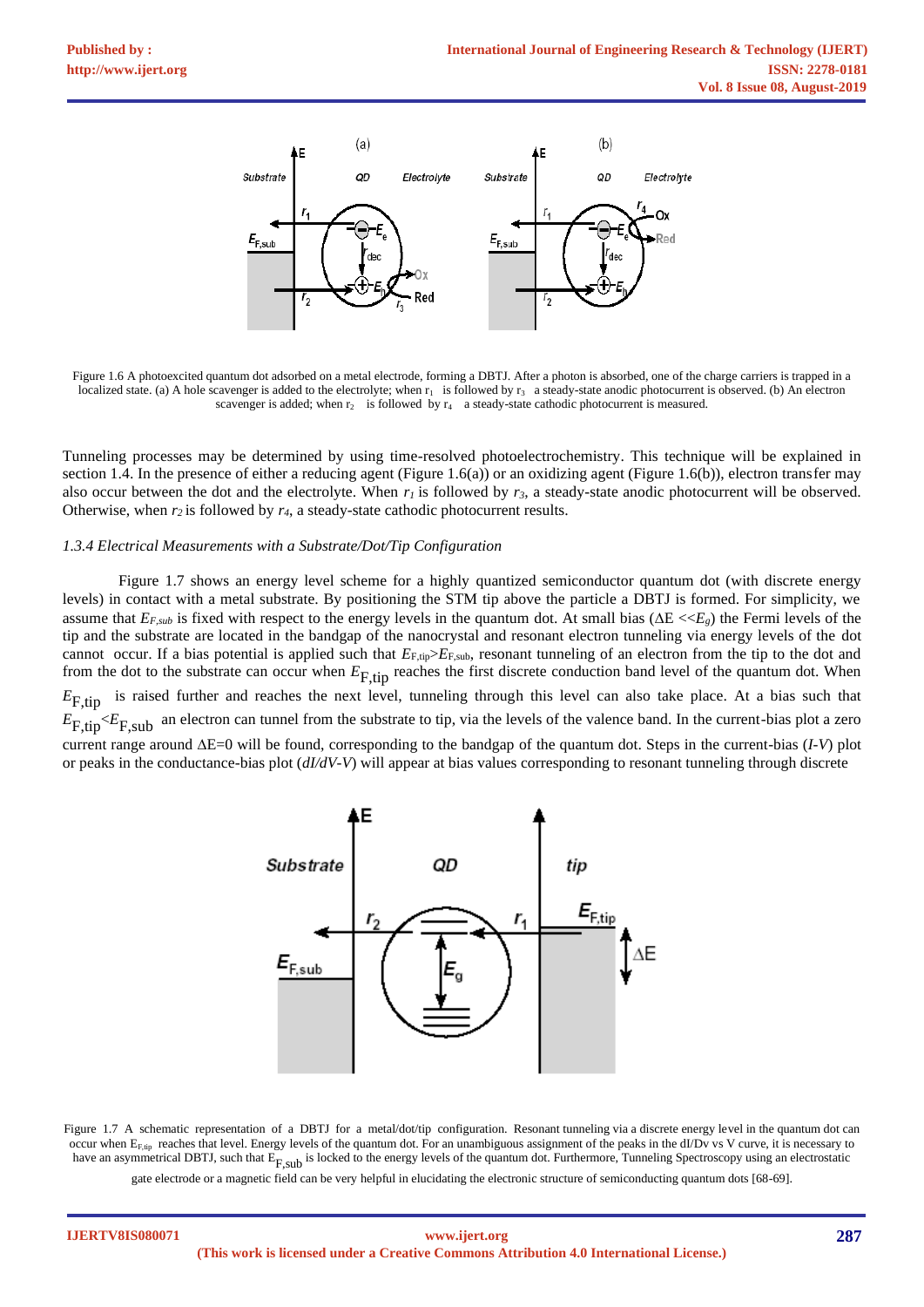Figure 1.6 A photoexcited quantum dot adsorbed on a metal electrode, forming a DBTJ. After a photon is absorbed, one of the charge carriers is trapped in a localized state. (a) A hole scavenger is added to the electrolyte; when $r_1$ is followed by $r_3$ a steady-state anodic photocurrent is observed. (b) An electron scavenger is added; when $r_2$ is followed by $r_4$ a steady-state cathodic photocurrent is measured.

Tunneling processes may be determined by using time-resolved photoelectrochemistry. This technique will be explained in section 1.4. In the presence of either a reducing agent (Figure 1.6(a)) or an oxidizing agent (Figure 1.6(b)), electron transfer may also occur between the dot and the electrolyte. When $r_1$ is followed by $r_3$, a steady-state anodic photocurrent will be observed. Otherwise, when $r_2$ is followed by $r_4$, a steady-state cathodic photocurrent results.

### *1.3.4 Electrical Measurements with a Substrate/Dot/Tip Configuration*

Figure 1.7 shows an energy level scheme for a highly quantized semiconductor quantum dot (with discrete energy levels) in contact with a metal substrate. By positioning the STM tip above the particle a DBTJ is formed. For simplicity, we assume that $E_{F,sub}$ is fixed with respect to the energy levels in the quantum dot. At small bias ($\Delta E << E_g$) the Fermi levels of the tip and the substrate are located in the bandgap of the nanocrystal and resonant electron tunneling via energy levels of the dot cannot occur. If a bias potential is applied such that $E_{F,tip} > E_{F,sub}$, resonant tunneling of an electron from the tip to the dot and from the dot to the substrate can occur when $E_{F,tip}$ reaches the first discrete conduction band level of the quantum dot. When $E_{F,tip}$ is raised further and reaches the next level, tunneling through this level can also take place. At a bias such that $E_{F,tip} < E_{F,sub}$ an electron can tunnel from the substrate to tip, via the levels of the valence band. In the current-bias plot a zero current range around $\Delta E=0$ will be found, corresponding to the bandgap of the quantum dot. Steps in the current-bias (*I-V*) plot or peaks in the conductance-bias plot (*dI/dV-V*) will appear at bias values corresponding to resonant tunneling through discrete

Figure 1.7 A schematic representation of a DBTJ for a metal/dot/tip configuration. Resonant tunneling via a discrete energy level in the quantum dot can occur when $E_{F,tip}$ reaches that level. Energy levels of the quantum dot. For an unambiguous assignment of the peaks in the dI/Dv vs V curve, it is necessary to have an asymmetrical DBTJ, such that $E_{F,sub}$ is locked to the energy levels of the quantum dot. Furthermore, Tunneling Spectroscopy using an electrostatic gate electrode or a magnetic field can be very helpful in elucidating the electronic structure of semiconducting quantum dots [68-69].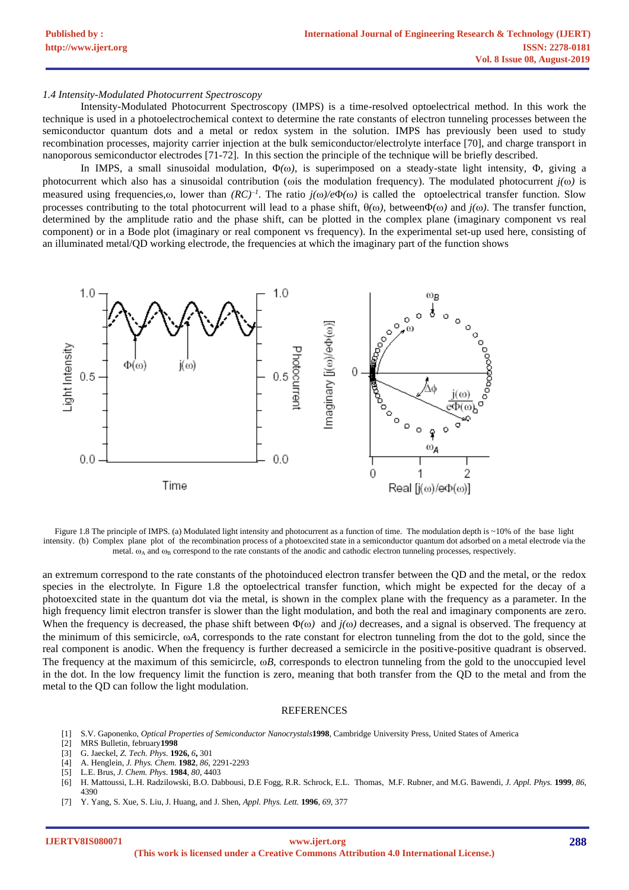*1.4 Intensity-Modulated Photocurrent Spectroscopy*

Intensity-Modulated Photocurrent Spectroscopy (IMPS) is a time-resolved optoelectrical method. In this work the technique is used in a photoelectrochemical context to determine the rate constants of electron tunneling processes between the semiconductor quantum dots and a metal or redox system in the solution. IMPS has previously been used to study recombination processes, majority carrier injection at the bulk semiconductor/electrolyte interface [70], and charge transport in nanoporous semiconductor electrodes [71-72]. In this section the principle of the technique will be briefly described.

In IMPS, a small sinusoidal modulation, $\Phi(\omega)$, is superimposed on a steady-state light intensity, $\Phi$, giving a photocurrent which also has a sinusoidal contribution ($\omega$is the modulation frequency). The modulated photocurrent $j(\omega)$ is measured using frequencies,$\omega$, lower than $(RC)^{-1}$. The ratio $j(\omega)/e\Phi(\omega)$ is called the optoelectrical transfer function. Slow processes contributing to the total photocurrent will lead to a phase shift, $\theta(\omega)$, between$\Phi(\omega)$ and $j(\omega)$. The transfer function, determined by the amplitude ratio and the phase shift, can be plotted in the complex plane (imaginary component vs real component) or in a Bode plot (imaginary or real component vs frequency). In the experimental set-up used here, consisting of an illuminated metal/QD working electrode, the frequencies at which the imaginary part of the function shows

Figure 1.8 The principle of IMPS. (a) Modulated light intensity and photocurrent as a function of time. The modulation depth is ~10% of the base light intensity. (b) Complex plane plot of the recombination process of a photoexcited state in a semiconductor quantum dot adsorbed on a metal electrode via the metal. $\omega_A$ and $\omega_B$ correspond to the rate constants of the anodic and cathodic electron tunneling processes, respectively.

an extremum correspond to the rate constants of the photoinduced electron transfer between the QD and the metal, or the redox species in the electrolyte. In Figure 1.8 the optoelectrical transfer function, which might be expected for the decay of a photoexcited state in the quantum dot via the metal, is shown in the complex plane with the frequency as a parameter. In the high frequency limit electron transfer is slower than the light modulation, and both the real and imaginary components are zero. When the frequency is decreased, the phase shift between $\Phi(\omega)$ and $j(\omega)$ decreases, and a signal is observed. The frequency at the minimum of this semicircle, $\omega A$, corresponds to the rate constant for electron tunneling from the dot to the gold, since the real component is anodic. When the frequency is further decreased a semicircle in the positive-positive quadrant is observed. The frequency at the maximum of this semicircle, $\omega B$, corresponds to electron tunneling from the gold to the unoccupied level in the dot. In the low frequency limit the function is zero, meaning that both transfer from the QD to the metal and from the metal to the QD can follow the light modulation.

## REFERENCES

[1] S.V. Gaponenko, *Optical Properties of Semiconductor Nanocrystals* **1998**, Cambridge University Press, United States of America
[2] MRS Bulletin, february **1998**
[3] G. Jaeckel, *Z. Tech. Phys.* **1926,** *6***,** 301
[4] A. Henglein, *J. Phys. Chem.* **1982**, *86*, 2291-2293
[5] L.E. Brus, *J. Chem. Phys.* **1984**, *80*, 4403
[6] H. Mattoussi, L.H. Radzilowski, B.O. Dabbousi, D.E Fogg, R.R. Schrock, E.L. Thomas, M.F. Rubner, and M.G. Bawendi, *J. Appl. Phys.* **1999**, *86*, 4390
[7] Y. Yang, S. Xue, S. Liu, J. Huang, and J. Shen, *Appl. Phys. Lett.* **1996**, *69*, 377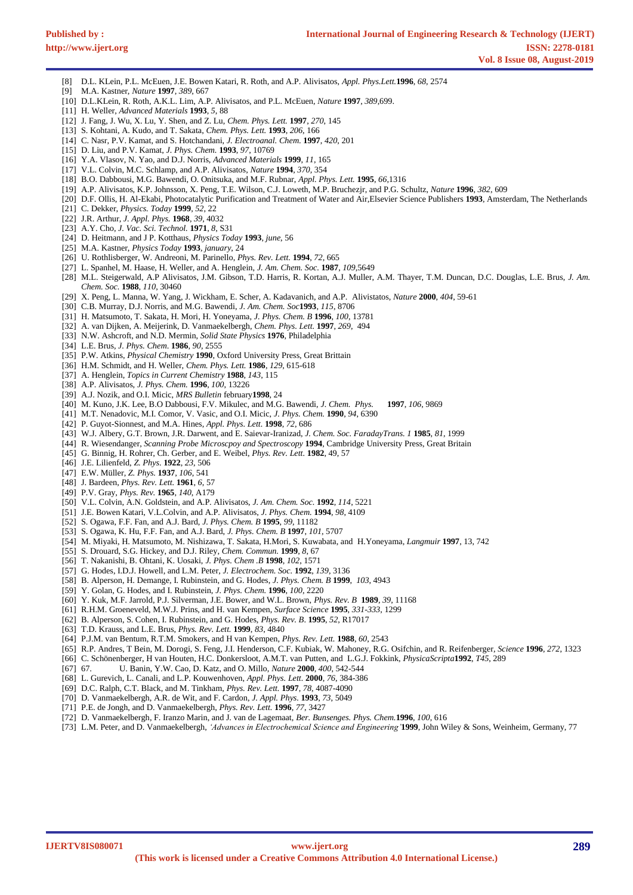[8] D.L. KLein, P.L. McEuen, J.E. Bowen Katari, R. Roth, and A.P. Alivisatos, *Appl. Phys.Lett.* **1996**, *68*, 2574

[9] M.A. Kastner, *Nature* **1997**, *389*, 667

[10] D.L.KLein, R. Roth, A.K.L. Lim, A.P. Alivisatos, and P.L. McEuen, *Nature* **1997**, *389*,699.

[11] H. Weller, *Advanced Materials* **1993**, *5*, 88

[12] J. Fang, J. Wu, X. Lu, Y. Shen, and Z. Lu, *Chem. Phys. Lett.* **1997**, *270*, 145

[13] S. Kohtani, A. Kudo, and T. Sakata, *Chem. Phys. Lett.* **1993**, *206*, 166

[14] C. Nasr, P.V. Kamat, and S. Hotchandani, *J. Electroanal. Chem.* **1997**, *420*, 201

[15] D. Liu, and P.V. Kamat, *J. Phys. Chem.* **1993**, *97*, 10769

[16] Y.A. Vlasov, N. Yao, and D.J. Norris, *Advanced Materials* **1999**, *11*, 165

[17] V.L. Colvin, M.C. Schlamp, and A.P. Alivisatos, *Nature* **1994**, *370*, 354

[18] B.O. Dabbousi, M.G. Bawendi, O. Onitsuka, and M.F. Rubnar, *Appl. Phys. Lett.* **1995**, *66*,1316

[19] A.P. Alivisatos, K.P. Johnsson, X. Peng, T.E. Wilson, C.J. Loweth, M.P. Bruchezjr, and P.G. Schultz, *Nature* **1996**, *382*, 609

[20] D.F. Ollis, H. Al-Ekabi, Photocatalytic Purification and Treatment of Water and Air,Elsevier Science Publishers **1993**, Amsterdam, The Netherlands

[21] C. Dekker, *Physics. Today* **1999**, *52*, 22

[22] J.R. Arthur, *J. Appl. Phys.* **1968**, *39*, 4032

[23] A.Y. Cho, *J. Vac. Sci. Technol.* **1971**, *8*, S31

[24] D. Heitmann, and J P. Kotthaus, *Physics Today* **1993**, *june*, 56

[25] M.A. Kastner, *Physics Today* **1993**, *january*, 24

[26] U. Rothlisberger, W. Andreoni, M. Parinello, *Phys. Rev. Lett.* **1994**, *72*, 665

[27] L. Spanhel, M. Haase, H. Weller, and A. Henglein, *J. Am. Chem. Soc.* **1987**, *109*,5649

[28] M.L. Steigerwald, A.P Alivisatos, J.M. Gibson, T.D. Harris, R. Kortan, A.J. Muller, A.M. Thayer, T.M. Duncan, D.C. Douglas, L.E. Brus, *J. Am. Chem. Soc.* **1988**, *110*, 30460

[29] X. Peng, L. Manna, W. Yang, J. Wickham, E. Scher, A. Kadavanich, and A.P. Alivistatos, *Nature* **2000**, *404*, 59-61

[30] C.B. Murray, D.J. Norris, and M.G. Bawendi, *J. Am. Chem. Soc***1993**, *115*, 8706

[31] H. Matsumoto, T. Sakata, H. Mori, H. Yoneyama, *J. Phys. Chem. B* **1996**, *100*, 13781

[32] A. van Dijken, A. Meijerink, D. Vanmaekelbergh, *Chem. Phys. Lett.* **1997**, *269*, 494

[33] N.W. Ashcroft, and N.D. Mermin, *Solid State Physics* **1976**, Philadelphia

[34] L.E. Brus, *J. Phys. Chem.* **1986**, *90*, 2555

[35] P.W. Atkins, *Physical Chemistry* **1990**, Oxford University Press, Great Brittain

[36] H.M. Schmidt, and H. Weller, *Chem. Phys. Lett.* **1986**, *129*, 615-618

[37] A. Henglein, *Topics in Current Chemistry* **1988**, *143*, 115

[38] A.P. Alivisatos, *J. Phys. Chem.* **1996**, *100*, 13226

[39] A.J. Nozik, and O.I. Micic, *MRS Bulletin* february**1998**, 24

[40] M. Kuno, J.K. Lee, B.O Dabbousi, F.V. Mikulec, and M.G. Bawendi, *J. Chem. Phys.* **1997**, *106*, 9869

[41] M.T. Nenadovic, M.I. Comor, V. Vasic, and O.I. Micic, *J. Phys. Chem.* **1990**, *94*, 6390

[42] P. Guyot-Sionnest, and M.A. Hines, *Appl. Phys. Lett.* **1998**, *72*, 686

[43] W.J. Albery, G.T. Brown, J.R. Darwent, and E. Saievar-Iranizad, *J. Chem. Soc. FaradayTrans. 1* **1985**, *81*, 1999

[44] R. Wiesendanger, *Scanning Probe Microscpoy and Spectroscopy* **1994**, Cambridge University Press, Great Britain

[45] G. Binnig, H. Rohrer, Ch. Gerber, and E. Weibel, *Phys. Rev. Lett.* **1982**, 49, 57

[46] J.E. Lilienfeld, *Z. Phys.* **1922**, *23*, 506

[47] E.W. Müller, *Z. Phys.* **1937**, *106*, 541

[48] J. Bardeen, *Phys. Rev. Lett.* **1961**, *6*, 57

[49] P.V. Gray, *Phys. Rev.* **1965**, *140*, A179

[50] V.L. Colvin, A.N. Goldstein, and A.P. Alivisatos, *J. Am. Chem. Soc.* **1992**, *114*, 5221

[51] J.E. Bowen Katari, V.L.Colvin, and A.P. Alivisatos, *J. Phys. Chem.* **1994**, *98*, 4109

[52] S. Ogawa, F.F. Fan, and A.J. Bard, *J. Phys. Chem. B* **1995**, *99*, 11182

[53] S. Ogawa, K. Hu, F.F. Fan, and A.J. Bard, *J. Phys. Chem. B* **1997**, *101*, 5707

[54] M. Miyaki, H. Matsumoto, M. Nishizawa, T. Sakata, H.Mori, S. Kuwabata, and H.Yoneyama, *Langmuir* **1997**, 13, 742

[55] S. Drouard, S.G. Hickey, and D.J. Riley, *Chem. Commun.* **1999**, *8*, 67

[56] T. Nakanishi, B. Ohtani, K. Uosaki, *J. Phys. Chem .B* **1998**, *102*, 1571

[57] G. Hodes, I.D.J. Howell, and L.M. Peter, *J. Electrochem. Soc.* **1992**, *139*, 3136

[58] B. Alperson, H. Demange, I. Rubinstein, and G. Hodes, *J. Phys. Chem. B* **1999**, *103*, 4943

[59] Y. Golan, G. Hodes, and I. Rubinstein, *J. Phys. Chem.* **1996**, *100*, 2220

[60] Y. Kuk, M.F. Jarrold, P.J. Silverman, J.E. Bower, and W.L. Brown, *Phys. Rev. B* **1989**, *39*, 11168

[61] R.H.M. Groeneveld, M.W.J. Prins, and H. van Kempen, *Surface Science* **1995**, *331-333*, 1299

[62] B. Alperson, S. Cohen, I. Rubinstein, and G. Hodes, *Phys. Rev. B*. **1995**, *52*, R17017

[63] T.D. Krauss, and L.E. Brus, *Phys. Rev. Lett.* **1999**, *83*, 4840

[64] P.J.M. van Bentum, R.T.M. Smokers, and H van Kempen, *Phys. Rev. Lett.* **1988**, *60*, 2543

[65] R.P. Andres, T Bein, M. Dorogi, S. Feng, J.I. Henderson, C.F. Kubiak, W. Mahoney, R.G. Osifchin, and R. Reifenberger, *Science* **1996**, *272*, 1323

[66] C. Schönenberger, H van Houten, H.C. Donkersloot, A.M.T. van Putten, and L.G.J. Fokkink, *PhysicaScripta***1992**, *T45*, 289

[67] 67. U. Banin, Y.W. Cao, D. Katz, and O. Millo, *Nature* **2000**, *400*, 542-544

[68] L. Gurevich, L. Canali, and L.P. Kouwenhoven, *Appl. Phys. Lett.* **2000**, *76*, 384-386

[69] D.C. Ralph, C.T. Black, and M. Tinkham, *Phys. Rev. Lett.* **1997**, *78*, 4087-4090

[70] D. Vanmaekelbergh, A.R. de Wit, and F. Cardon, *J. Appl. Phys.* **1993**, *73*, 5049

[71] P.E. de Jongh, and D. Vanmaekelbergh, *Phys. Rev. Lett.* **1996**, *77*, 3427

[72] D. Vanmaekelbergh, F. Iranzo Marin, and J. van de Lagemaat, *Ber. Bunsenges. Phys. Chem.***1996**, *100*, 616

[73] L.M. Peter, and D. Vanmaekelbergh, *'Advances in Electrochemical Science and Engineering'***1999**, John Wiley & Sons, Weinheim, Germany, 77